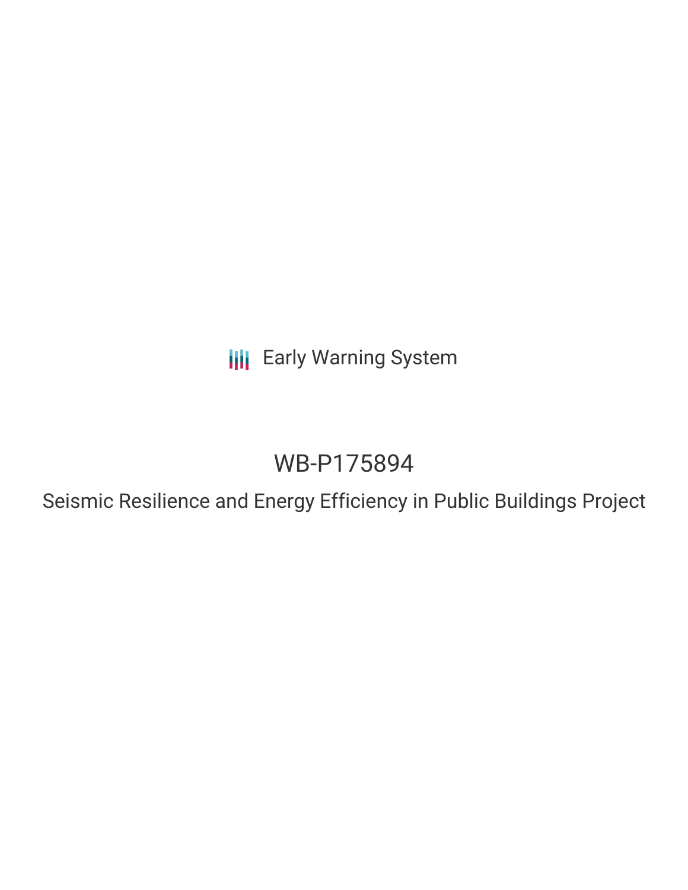Early Warning System

# WB-P175894

## Seismic Resilience and Energy Efficiency in Public Buildings Project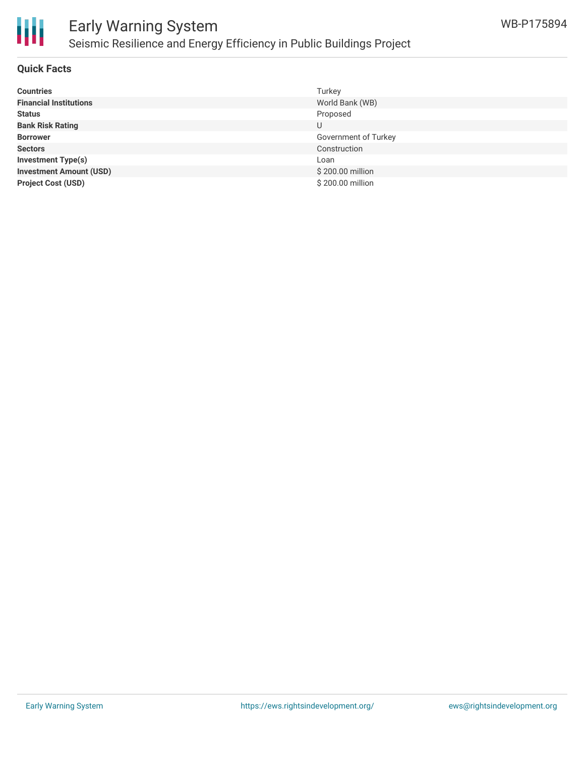## Quick Facts

| | |
|---|---|
| **Countries** | Turkey |
| **Financial Institutions** | World Bank (WB) |
| **Status** | Proposed |
| **Bank Risk Rating** | U |
| **Borrower** | Government of Turkey |
| **Sectors** | Construction |
| **Investment Type(s)** | Loan |
| **Investment Amount (USD)** | $ 200.00 million |
| **Project Cost (USD)** | $ 200.00 million |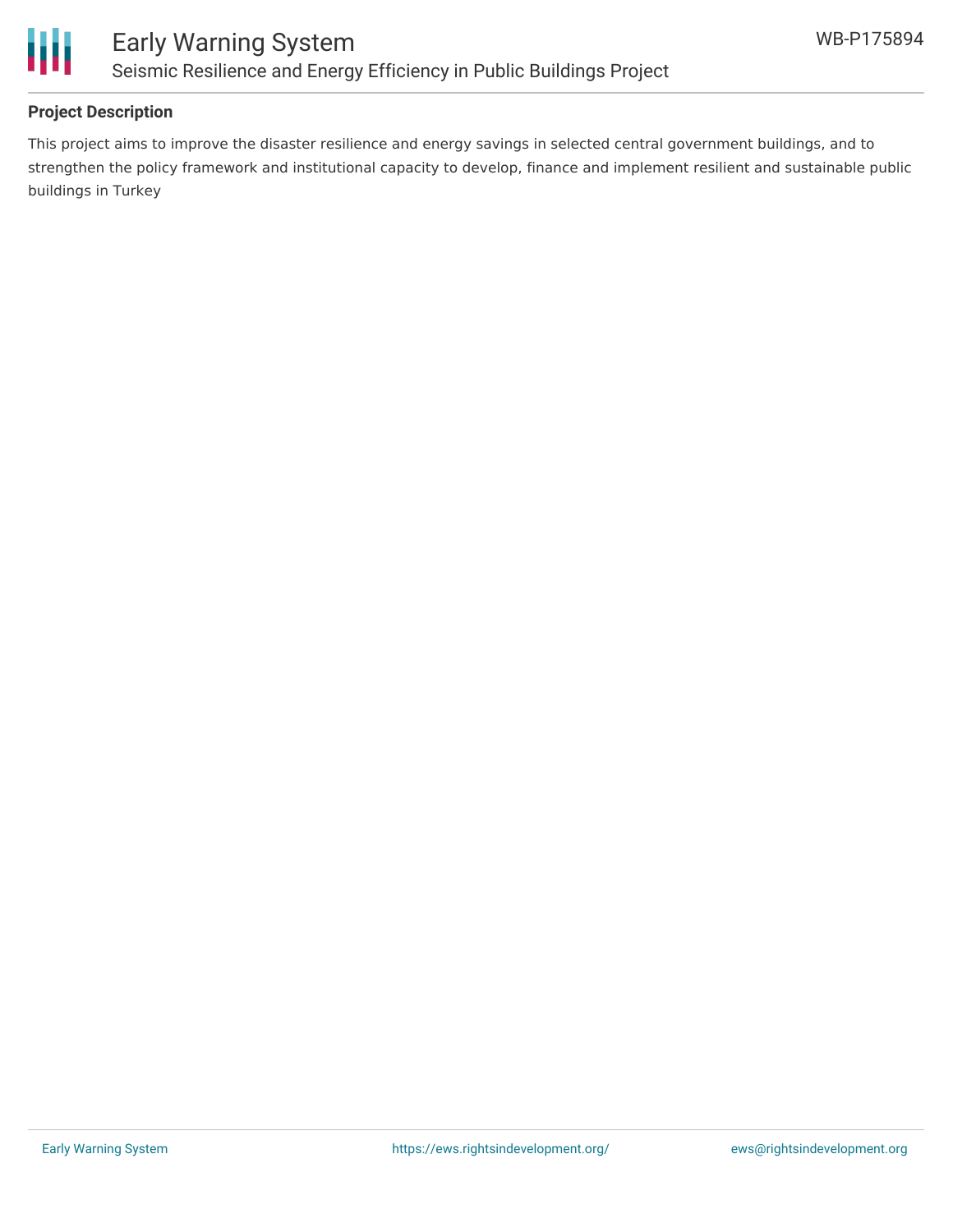## Project Description

This project aims to improve the disaster resilience and energy savings in selected central government buildings, and to strengthen the policy framework and institutional capacity to develop, finance and implement resilient and sustainable public buildings in Turkey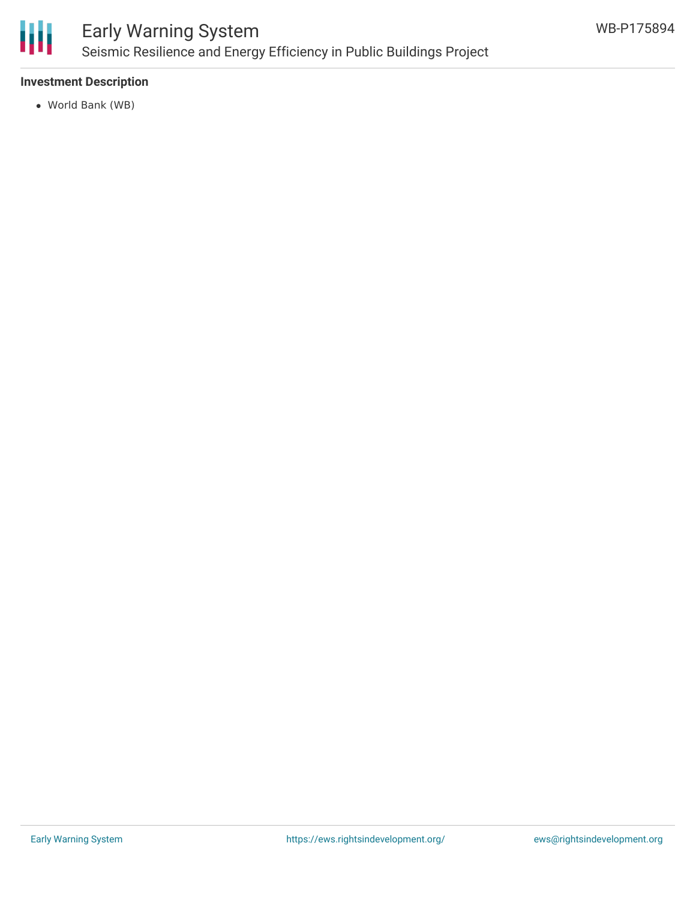**Investment Description**

- World Bank (WB)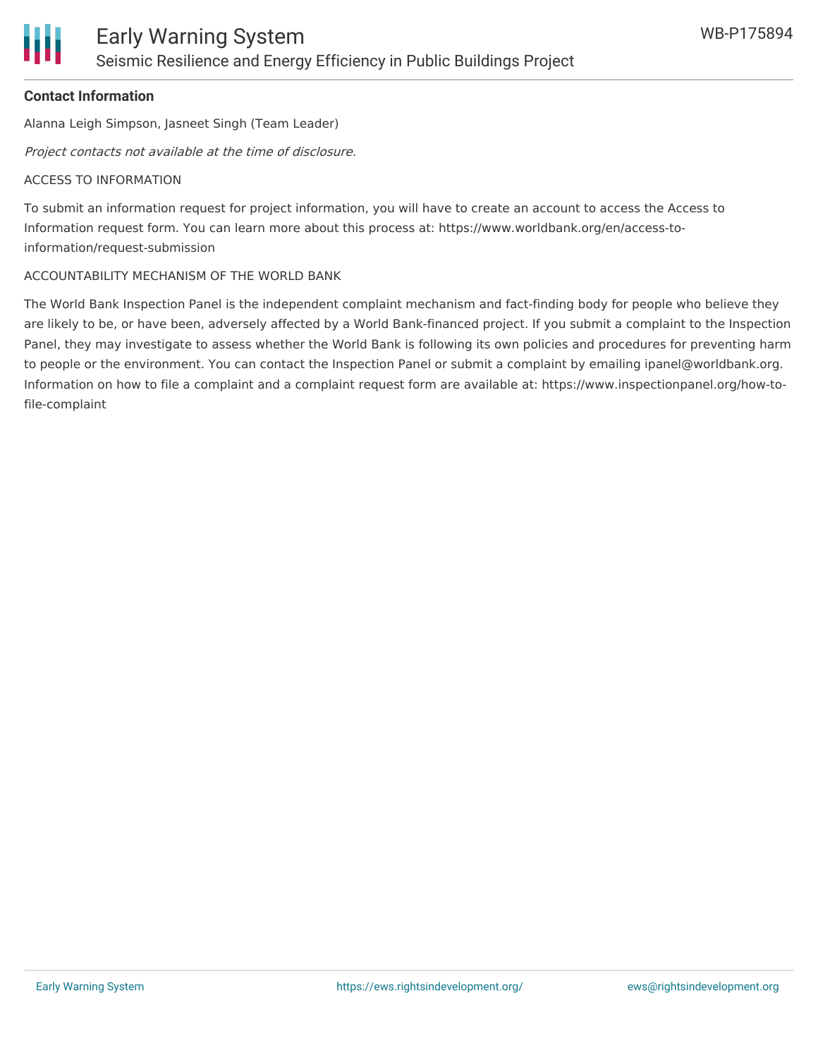**Contact Information**

Alanna Leigh Simpson, Jasneet Singh (Team Leader)

*Project contacts not available at the time of disclosure.*

ACCESS TO INFORMATION

To submit an information request for project information, you will have to create an account to access the Access to Information request form. You can learn more about this process at: https://www.worldbank.org/en/access-to-information/request-submission

ACCOUNTABILITY MECHANISM OF THE WORLD BANK

The World Bank Inspection Panel is the independent complaint mechanism and fact-finding body for people who believe they are likely to be, or have been, adversely affected by a World Bank-financed project. If you submit a complaint to the Inspection Panel, they may investigate to assess whether the World Bank is following its own policies and procedures for preventing harm to people or the environment. You can contact the Inspection Panel or submit a complaint by emailing ipanel@worldbank.org. Information on how to file a complaint and a complaint request form are available at: https://www.inspectionpanel.org/how-to-file-complaint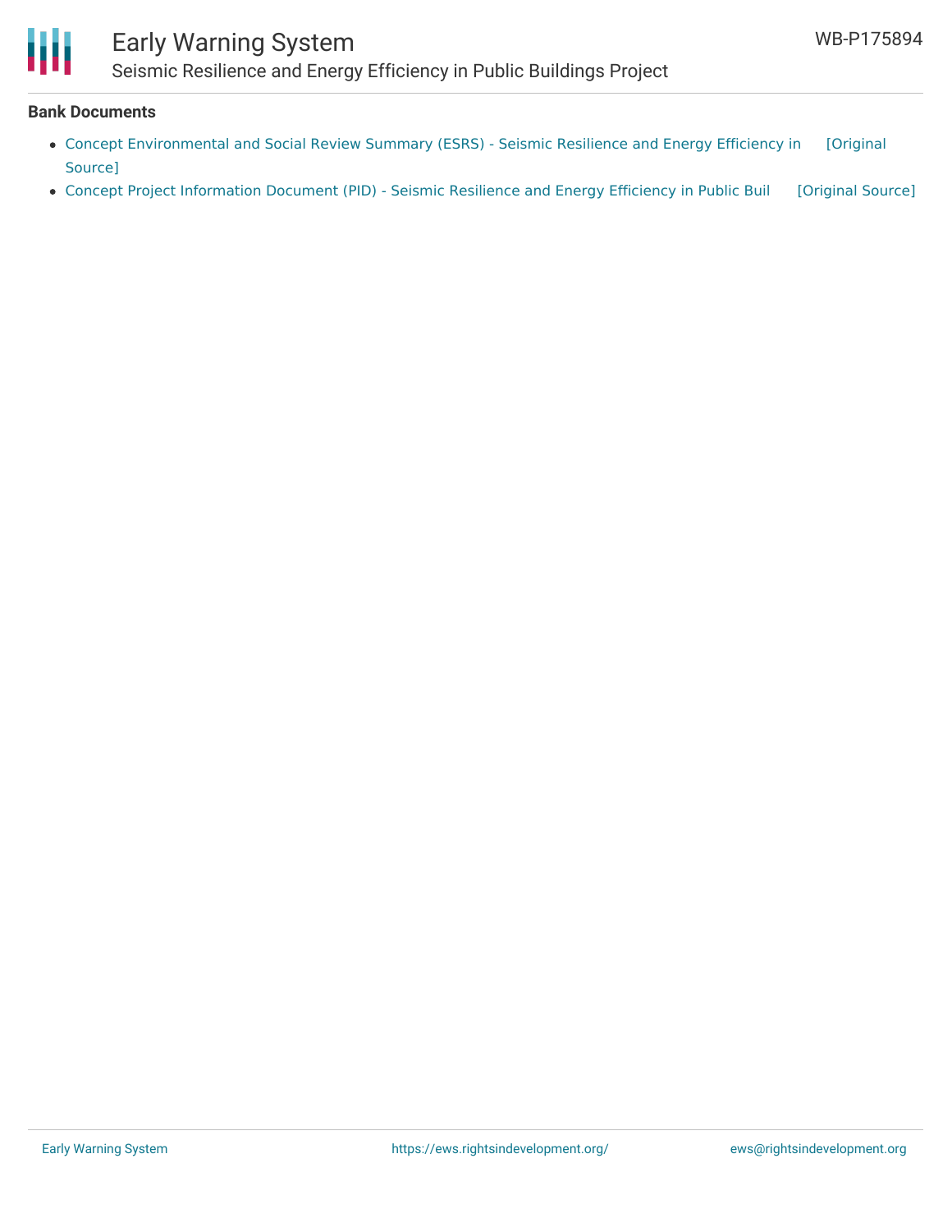## Bank Documents

- Concept Environmental and Social Review Summary (ESRS) - Seismic Resilience and Energy Efficiency in [Original Source]
- Concept Project Information Document (PID) - Seismic Resilience and Energy Efficiency in Public Buil [Original Source]